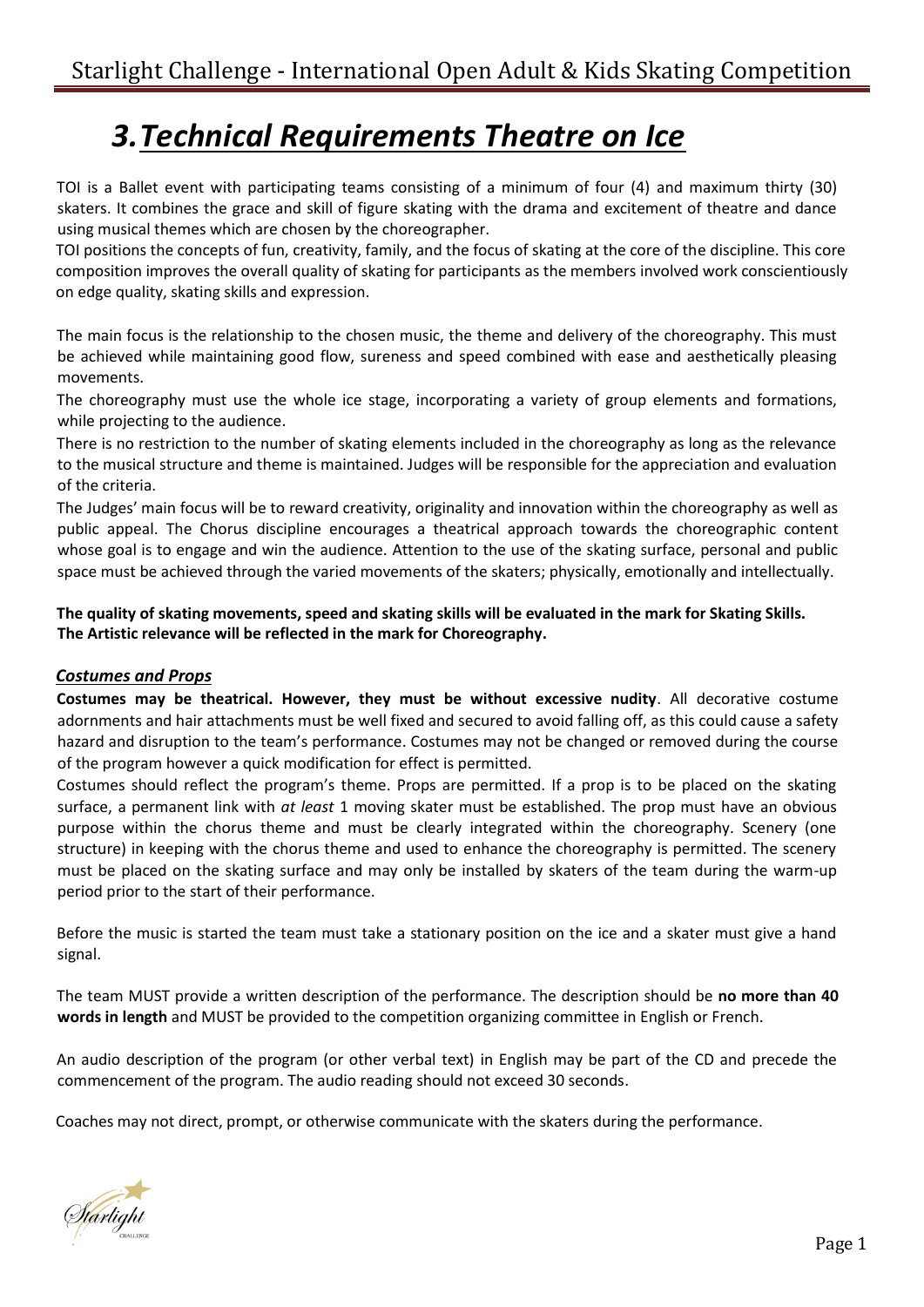# *3.Technical Requirements Theatre on Ice*

TOI is a Ballet event with participating teams consisting of a minimum of four (4) and maximum thirty (30) skaters. It combines the grace and skill of figure skating with the drama and excitement of theatre and dance using musical themes which are chosen by the choreographer.

TOI positions the concepts of fun, creativity, family, and the focus of skating at the core of the discipline. This core composition improves the overall quality of skating for participants as the members involved work conscientiously on edge quality, skating skills and expression.

The main focus is the relationship to the chosen music, the theme and delivery of the choreography. This must be achieved while maintaining good flow, sureness and speed combined with ease and aesthetically pleasing movements.

The choreography must use the whole ice stage, incorporating a variety of group elements and formations, while projecting to the audience.

There is no restriction to the number of skating elements included in the choreography as long as the relevance to the musical structure and theme is maintained. Judges will be responsible for the appreciation and evaluation of the criteria.

The Judges' main focus will be to reward creativity, originality and innovation within the choreography as well as public appeal. The Chorus discipline encourages a theatrical approach towards the choreographic content whose goal is to engage and win the audience. Attention to the use of the skating surface, personal and public space must be achieved through the varied movements of the skaters; physically, emotionally and intellectually.

**The quality of skating movements, speed and skating skills will be evaluated in the mark for Skating Skills. The Artistic relevance will be reflected in the mark for Choreography.**

### *Costumes and Props*

**Costumes may be theatrical. However, they must be without excessive nudity**. All decorative costume adornments and hair attachments must be well fixed and secured to avoid falling off, as this could cause a safety hazard and disruption to the team's performance. Costumes may not be changed or removed during the course of the program however a quick modification for effect is permitted.

Costumes should reflect the program's theme. Props are permitted. If a prop is to be placed on the skating surface, a permanent link with *at least* 1 moving skater must be established. The prop must have an obvious purpose within the chorus theme and must be clearly integrated within the choreography. Scenery (one structure) in keeping with the chorus theme and used to enhance the choreography is permitted. The scenery must be placed on the skating surface and may only be installed by skaters of the team during the warm-up period prior to the start of their performance.

Before the music is started the team must take a stationary position on the ice and a skater must give a hand signal.

The team MUST provide a written description of the performance. The description should be **no more than 40 words in length** and MUST be provided to the competition organizing committee in English or French.

An audio description of the program (or other verbal text) in English may be part of the CD and precede the commencement of the program. The audio reading should not exceed 30 seconds.

Coaches may not direct, prompt, or otherwise communicate with the skaters during the performance.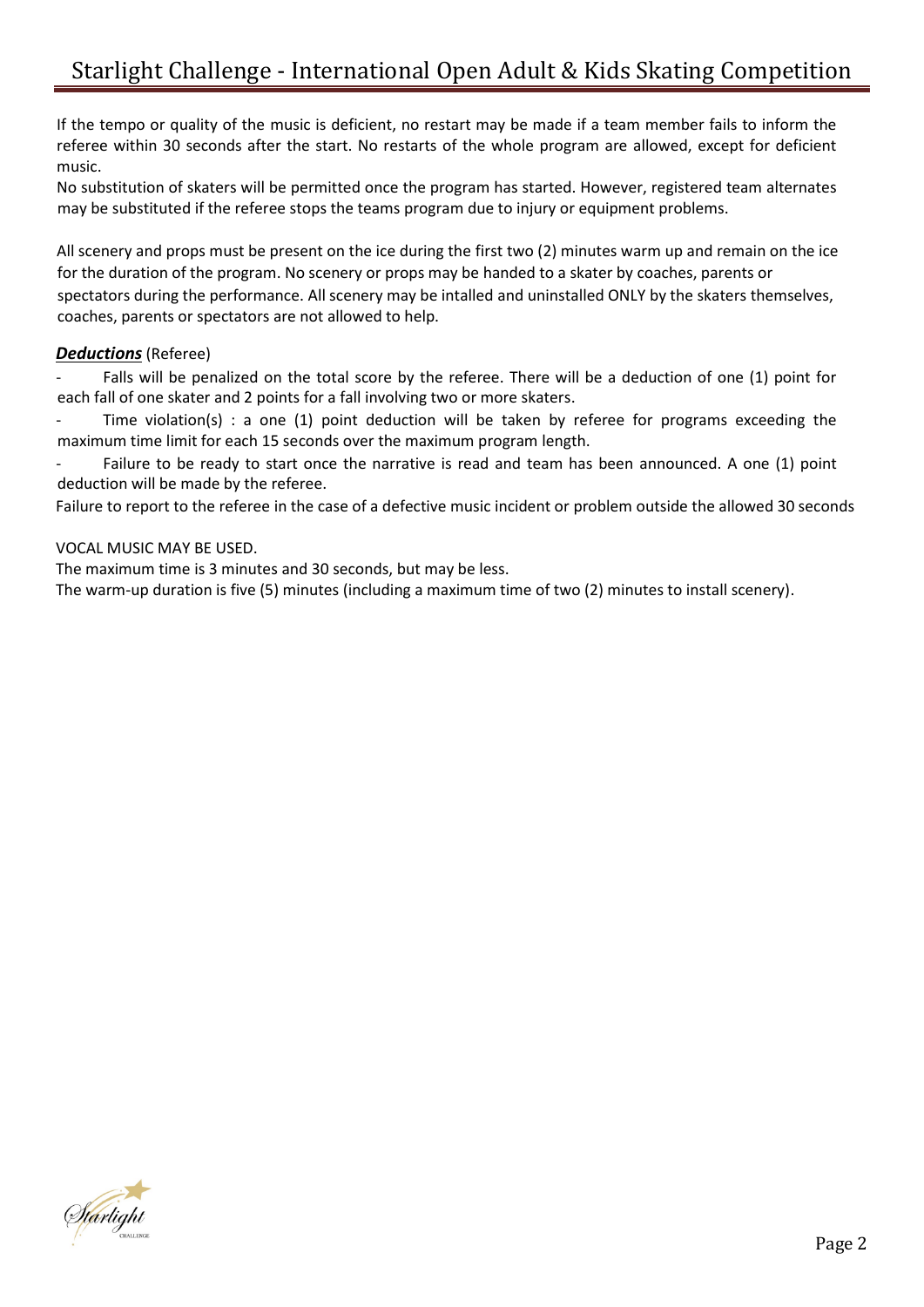If the tempo or quality of the music is deficient, no restart may be made if a team member fails to inform the referee within 30 seconds after the start. No restarts of the whole program are allowed, except for deficient music.

No substitution of skaters will be permitted once the program has started. However, registered team alternates may be substituted if the referee stops the teams program due to injury or equipment problems.

All scenery and props must be present on the ice during the first two (2) minutes warm up and remain on the ice for the duration of the program. No scenery or props may be handed to a skater by coaches, parents or spectators during the performance. All scenery may be intalled and uninstalled ONLY by the skaters themselves, coaches, parents or spectators are not allowed to help.

***Deductions*** (Referee)

- Falls will be penalized on the total score by the referee. There will be a deduction of one (1) point for each fall of one skater and 2 points for a fall involving two or more skaters.
- Time violation(s) : a one (1) point deduction will be taken by referee for programs exceeding the maximum time limit for each 15 seconds over the maximum program length.
- Failure to be ready to start once the narrative is read and team has been announced. A one (1) point deduction will be made by the referee.

Failure to report to the referee in the case of a defective music incident or problem outside the allowed 30 seconds

VOCAL MUSIC MAY BE USED.

The maximum time is 3 minutes and 30 seconds, but may be less.

The warm-up duration is five (5) minutes (including a maximum time of two (2) minutes to install scenery).